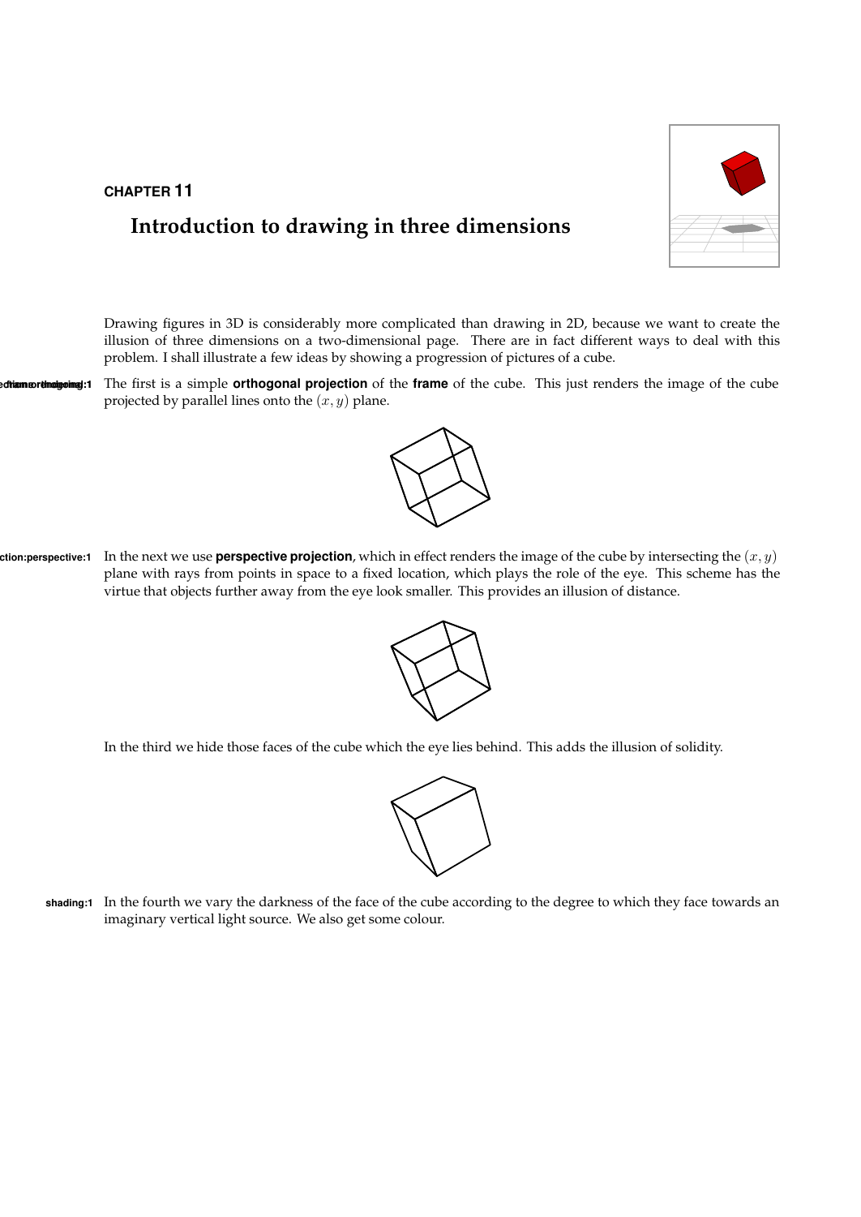CHAPTER 11

# Introduction to drawing in three dimensions

Drawing figures in 3D is considerably more complicated than drawing in 2D, because we want to create the illusion of three dimensions on a two-dimensional page. There are in fact different ways to deal with this problem. I shall illustrate a few ideas by showing a progression of pictures of a cube.

The first is a simple **orthogonal projection** of the **frame** of the cube. This just renders the image of the cube projected by parallel lines onto the $(x, y)$ plane.

In the next we use **perspective projection**, which in effect renders the image of the cube by intersecting the $(x, y)$ plane with rays from points in space to a fixed location, which plays the role of the eye. This scheme has the virtue that objects further away from the eye look smaller. This provides an illusion of distance.

In the third we hide those faces of the cube which the eye lies behind. This adds the illusion of solidity.

In the fourth we vary the darkness of the face of the cube according to the degree to which they face towards an imaginary vertical light source. We also get some colour.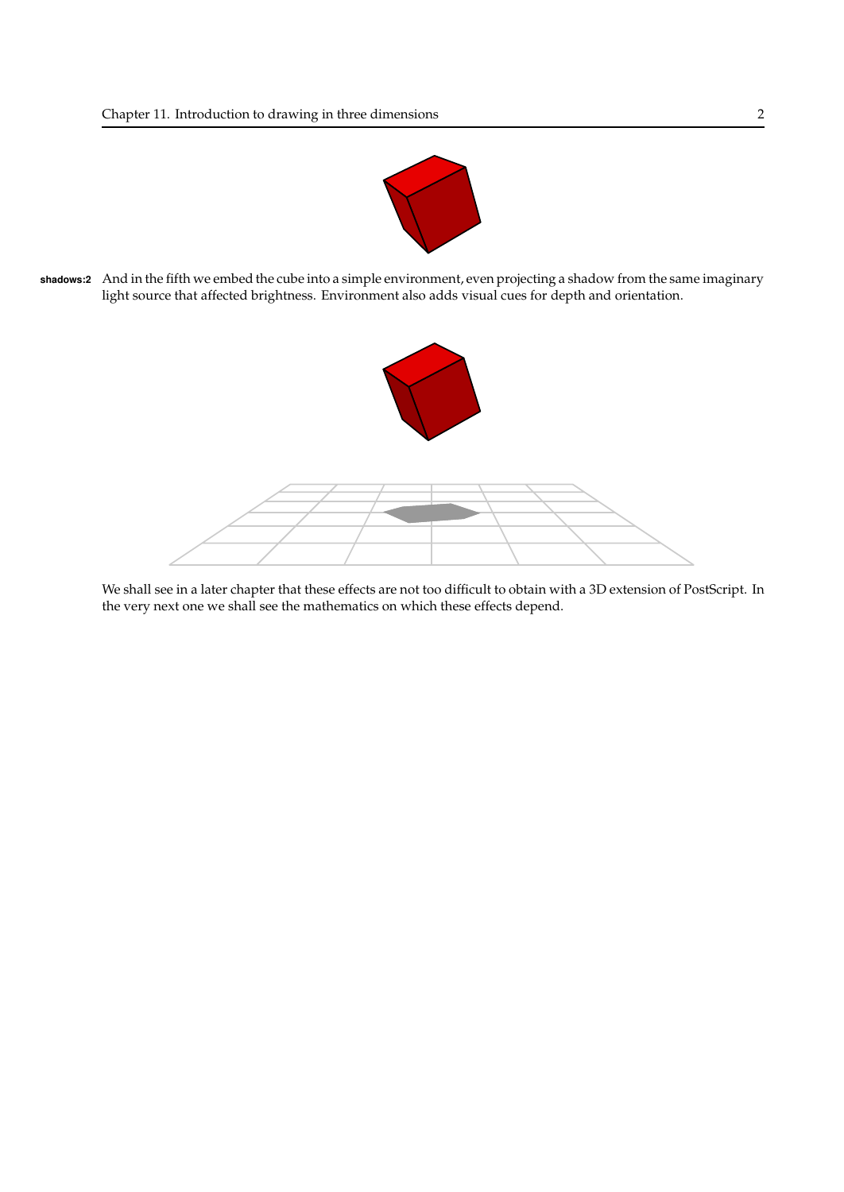**shadows:2** And in the fifth we embed the cube into a simple environment, even projecting a shadow from the same imaginary light source that affected brightness. Environment also adds visual cues for depth and orientation.

We shall see in a later chapter that these effects are not too difficult to obtain with a 3D extension of PostScript. In the very next one we shall see the mathematics on which these effects depend.